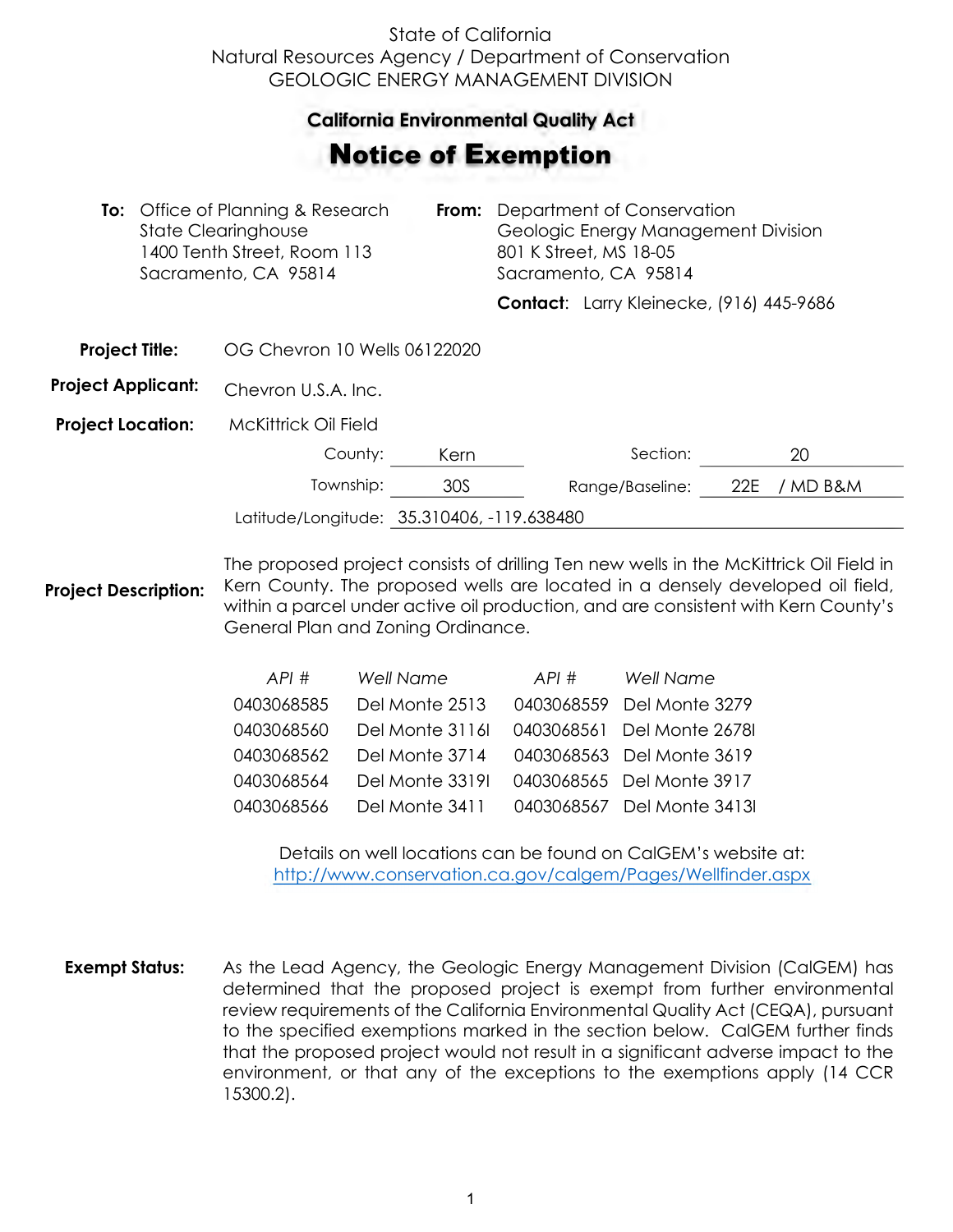State of California
Natural Resources Agency / Department of Conservation
GEOLOGIC ENERGY MANAGEMENT DIVISION

## California Environmental Quality Act

# Notice of Exemption

**To:** Office of Planning & Research
State Clearinghouse
1400 Tenth Street, Room 113
Sacramento, CA 95814

**From:** Department of Conservation
Geologic Energy Management Division
801 K Street, MS 18-05
Sacramento, CA 95814

**Contact:** Larry Kleinecke, (916) 445-9686

**Project Title:** OG Chevron 10 Wells 06122020

**Project Applicant:** Chevron U.S.A. Inc.

**Project Location:** McKittrick Oil Field

County: Kern | Section: 20

Township: 30S | Range/Baseline: 22E / MD B&M

Latitude/Longitude: 35.310406, -119.638480

**Project Description:** The proposed project consists of drilling Ten new wells in the McKittrick Oil Field in Kern County. The proposed wells are located in a densely developed oil field, within a parcel under active oil production, and are consistent with Kern County's General Plan and Zoning Ordinance.

| *API #* | *Well Name* | *API #* | *Well Name* |
|---|---|---|---|
| 0403068585 | Del Monte 2513 | 0403068559 | Del Monte 3279 |
| 0403068560 | Del Monte 3116I | 0403068561 | Del Monte 2678I |
| 0403068562 | Del Monte 3714 | 0403068563 | Del Monte 3619 |
| 0403068564 | Del Monte 3319I | 0403068565 | Del Monte 3917 |
| 0403068566 | Del Monte 3411 | 0403068567 | Del Monte 3413I |

Details on well locations can be found on CalGEM's website at:
http://www.conservation.ca.gov/calgem/Pages/Wellfinder.aspx

**Exempt Status:** As the Lead Agency, the Geologic Energy Management Division (CalGEM) has determined that the proposed project is exempt from further environmental review requirements of the California Environmental Quality Act (CEQA), pursuant to the specified exemptions marked in the section below. CalGEM further finds that the proposed project would not result in a significant adverse impact to the environment, or that any of the exceptions to the exemptions apply (14 CCR 15300.2).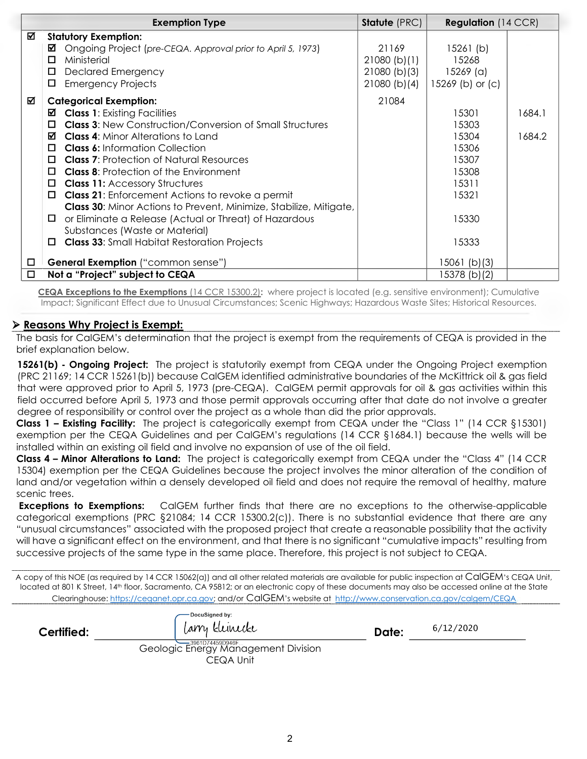| | Exemption Type | Statute (PRC) | Regulation (14 CCR) | |
|---|---|---|---|---|
| ☑ | **Statutory Exemption:** | | | |
| | ☑ Ongoing Project (*pre-CEQA. Approval prior to April 5, 1973*) | 21169 | 15261 (b) | |
| | ☐ Ministerial | 21080 (b)(1) | 15268 | |
| | ☐ Declared Emergency | 21080 (b)(3) | 15269 (a) | |
| | ☐ Emergency Projects | 21080 (b)(4) | 15269 (b) or (c) | |
| ☑ | **Categorical Exemption:** | 21084 | | |
| | ☑ **Class 1**: Existing Facilities | | 15301 | 1684.1 |
| | ☐ **Class 3**: New Construction/Conversion of Small Structures | | 15303 | |
| | ☑ **Class 4**: Minor Alterations to Land | | 15304 | 1684.2 |
| | ☐ **Class 6:** Information Collection | | 15306 | |
| | ☐ **Class 7**: Protection of Natural Resources | | 15307 | |
| | ☐ **Class 8**: Protection of the Environment | | 15308 | |
| | ☐ **Class 11:** Accessory Structures | | 15311 | |
| | ☐ **Class 21**: Enforcement Actions to revoke a permit | | 15321 | |
| | ☐ **Class 30**: Minor Actions to Prevent, Minimize, Stabilize, Mitigate, or Eliminate a Release (Actual or Threat) of Hazardous Substances (Waste or Material) | | 15330 | |
| | ☐ **Class 33**: Small Habitat Restoration Projects | | 15333 | |
| ☐ | **General Exemption** ("common sense") | | 15061 (b)(3) | |
| ☐ | **Not a "Project" subject to CEQA** | | 15378 (b)(2) | |

CEQA Exceptions to the Exemptions (14 CCR 15300.2): where project is located (e.g. sensitive environment); Cumulative Impact; Significant Effect due to Unusual Circumstances; Scenic Highways; Hazardous Waste Sites; Historical Resources.

## Reasons Why Project is Exempt:

The basis for CalGEM's determination that the project is exempt from the requirements of CEQA is provided in the brief explanation below.

**15261(b) - Ongoing Project:** The project is statutorily exempt from CEQA under the Ongoing Project exemption (PRC 21169; 14 CCR 15261(b)) because CalGEM identified administrative boundaries of the McKittrick oil & gas field that were approved prior to April 5, 1973 (pre-CEQA). CalGEM permit approvals for oil & gas activities within this field occurred before April 5, 1973 and those permit approvals occurring after that date do not involve a greater degree of responsibility or control over the project as a whole than did the prior approvals.

**Class 1 – Existing Facility:** The project is categorically exempt from CEQA under the "Class 1" (14 CCR §15301) exemption per the CEQA Guidelines and per CalGEM's regulations (14 CCR §1684.1) because the wells will be installed within an existing oil field and involve no expansion of use of the oil field.

**Class 4 – Minor Alterations to Land:** The project is categorically exempt from CEQA under the "Class 4" (14 CCR 15304) exemption per the CEQA Guidelines because the project involves the minor alteration of the condition of land and/or vegetation within a densely developed oil field and does not require the removal of healthy, mature scenic trees.

**Exceptions to Exemptions:** CalGEM further finds that there are no exceptions to the otherwise-applicable categorical exemptions (PRC §21084; 14 CCR 15300.2(c)). There is no substantial evidence that there are any "unusual circumstances" associated with the proposed project that create a reasonable possibility that the activity will have a significant effect on the environment, and that there is no significant "cumulative impacts" resulting from successive projects of the same type in the same place. Therefore, this project is not subject to CEQA.

A copy of this NOE (as required by 14 CCR 15062(a)) and all other related materials are available for public inspection at CalGEM's CEQA Unit, located at 801 K Street, 14th floor, Sacramento, CA 95812; or an electronic copy of these documents may also be accessed online at the State Clearinghouse: https://ceqanet.opr.ca.gov; and/or CalGEM's website at http://www.conservation.ca.gov/calgem/CEQA

**Certified:** DocuSigned by: Larry Kleinecke 3961D74459D946F
Geologic Energy Management Division
CEQA Unit

**Date:** 6/12/2020